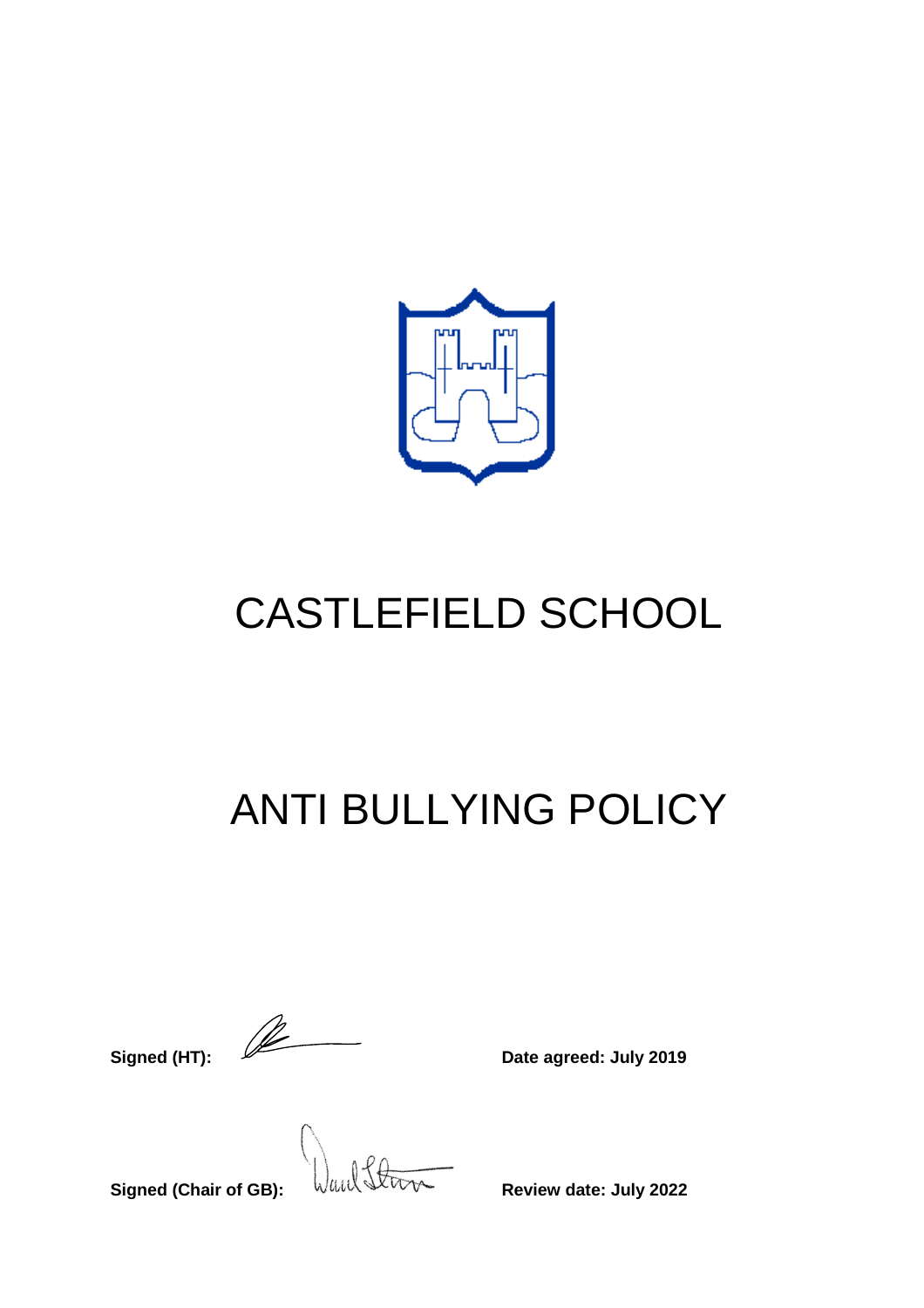# CASTLEFIELD SCHOOL

# ANTI BULLYING POLICY

**Signed (HT):** **Date agreed: July 2019**

**Signed (Chair of GB):** **Review date: July 2022**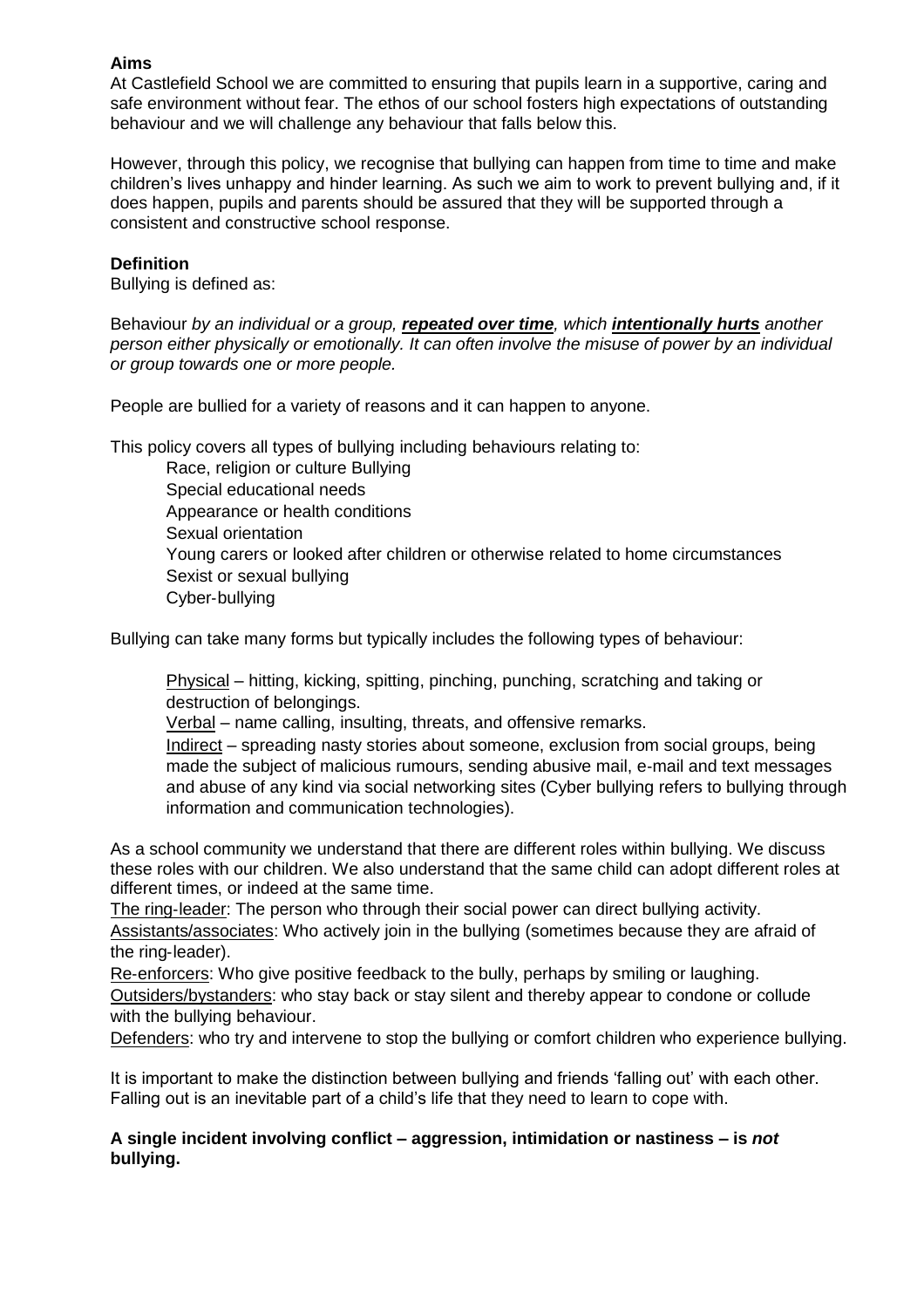**Aims**

At Castlefield School we are committed to ensuring that pupils learn in a supportive, caring and safe environment without fear. The ethos of our school fosters high expectations of outstanding behaviour and we will challenge any behaviour that falls below this.

However, through this policy, we recognise that bullying can happen from time to time and make children's lives unhappy and hinder learning. As such we aim to work to prevent bullying and, if it does happen, pupils and parents should be assured that they will be supported through a consistent and constructive school response.

**Definition**

Bullying is defined as:

Behaviour *by an individual or a group, **repeated over time**, which **intentionally hurts** another person either physically or emotionally. It can often involve the misuse of power by an individual or group towards one or more people.*

People are bullied for a variety of reasons and it can happen to anyone.

This policy covers all types of bullying including behaviours relating to:

- Race, religion or culture Bullying
- Special educational needs
- Appearance or health conditions
- Sexual orientation
- Young carers or looked after children or otherwise related to home circumstances
- Sexist or sexual bullying
- Cyber-bullying

Bullying can take many forms but typically includes the following types of behaviour:

- Physical – hitting, kicking, spitting, pinching, punching, scratching and taking or destruction of belongings.
- Verbal – name calling, insulting, threats, and offensive remarks.
- Indirect – spreading nasty stories about someone, exclusion from social groups, being made the subject of malicious rumours, sending abusive mail, e-mail and text messages and abuse of any kind via social networking sites (Cyber bullying refers to bullying through information and communication technologies).

As a school community we understand that there are different roles within bullying. We discuss these roles with our children. We also understand that the same child can adopt different roles at different times, or indeed at the same time.

The ring-leader: The person who through their social power can direct bullying activity.
Assistants/associates: Who actively join in the bullying (sometimes because they are afraid of the ring-leader).
Re-enforcers: Who give positive feedback to the bully, perhaps by smiling or laughing.
Outsiders/bystanders: who stay back or stay silent and thereby appear to condone or collude with the bullying behaviour.
Defenders: who try and intervene to stop the bullying or comfort children who experience bullying.

It is important to make the distinction between bullying and friends 'falling out' with each other. Falling out is an inevitable part of a child's life that they need to learn to cope with.

**A single incident involving conflict – aggression, intimidation or nastiness – is *not* bullying.**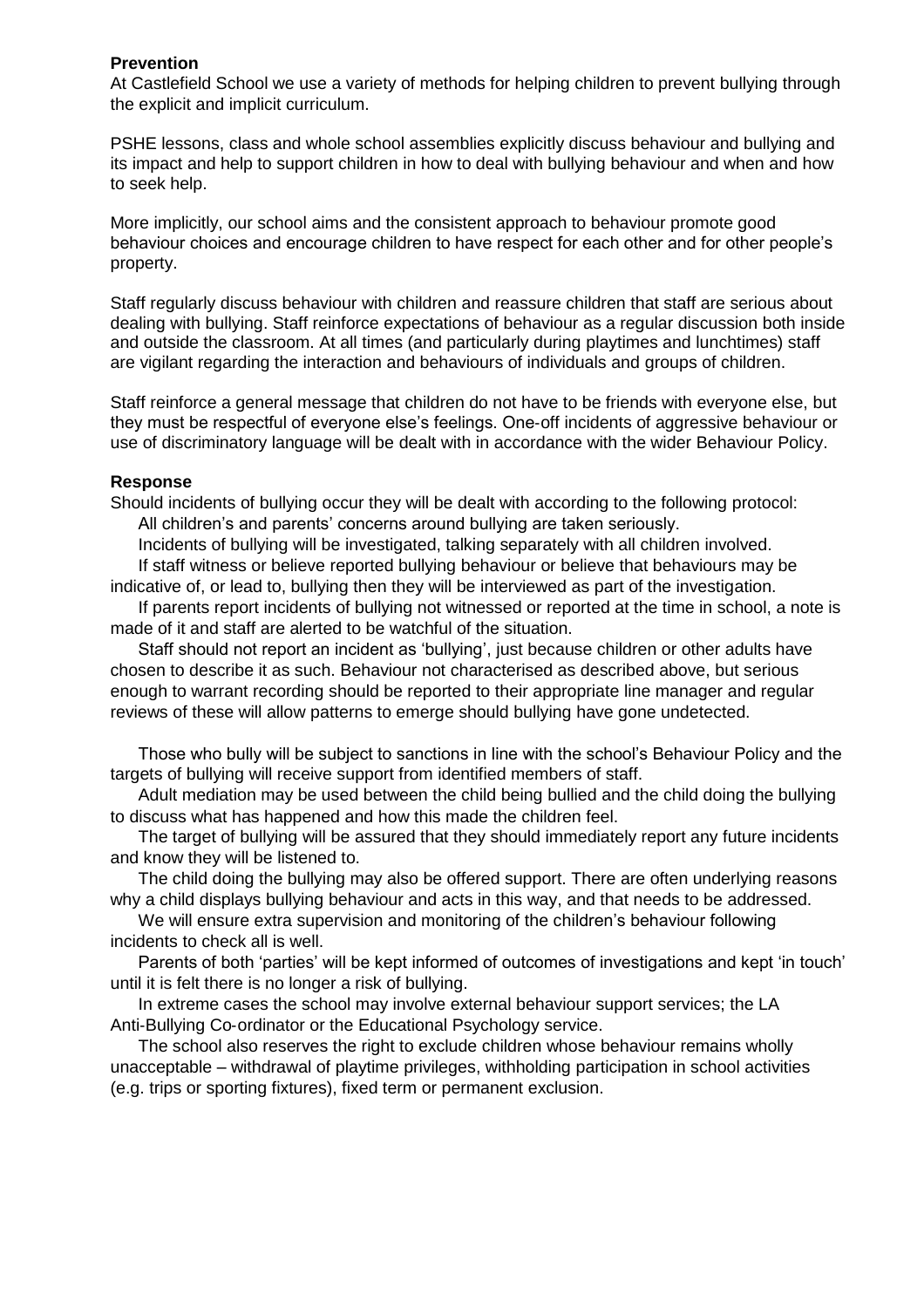**Prevention**

At Castlefield School we use a variety of methods for helping children to prevent bullying through the explicit and implicit curriculum.

PSHE lessons, class and whole school assemblies explicitly discuss behaviour and bullying and its impact and help to support children in how to deal with bullying behaviour and when and how to seek help.

More implicitly, our school aims and the consistent approach to behaviour promote good behaviour choices and encourage children to have respect for each other and for other people's property.

Staff regularly discuss behaviour with children and reassure children that staff are serious about dealing with bullying. Staff reinforce expectations of behaviour as a regular discussion both inside and outside the classroom. At all times (and particularly during playtimes and lunchtimes) staff are vigilant regarding the interaction and behaviours of individuals and groups of children.

Staff reinforce a general message that children do not have to be friends with everyone else, but they must be respectful of everyone else's feelings. One-off incidents of aggressive behaviour or use of discriminatory language will be dealt with in accordance with the wider Behaviour Policy.

**Response**

Should incidents of bullying occur they will be dealt with according to the following protocol:

- All children's and parents' concerns around bullying are taken seriously.
- Incidents of bullying will be investigated, talking separately with all children involved.
- If staff witness or believe reported bullying behaviour or believe that behaviours may be indicative of, or lead to, bullying then they will be interviewed as part of the investigation.
- If parents report incidents of bullying not witnessed or reported at the time in school, a note is made of it and staff are alerted to be watchful of the situation.
- Staff should not report an incident as 'bullying', just because children or other adults have chosen to describe it as such. Behaviour not characterised as described above, but serious enough to warrant recording should be reported to their appropriate line manager and regular reviews of these will allow patterns to emerge should bullying have gone undetected.
- Those who bully will be subject to sanctions in line with the school's Behaviour Policy and the targets of bullying will receive support from identified members of staff.
- Adult mediation may be used between the child being bullied and the child doing the bullying to discuss what has happened and how this made the children feel.
- The target of bullying will be assured that they should immediately report any future incidents and know they will be listened to.
- The child doing the bullying may also be offered support. There are often underlying reasons why a child displays bullying behaviour and acts in this way, and that needs to be addressed.
- We will ensure extra supervision and monitoring of the children's behaviour following incidents to check all is well.
- Parents of both 'parties' will be kept informed of outcomes of investigations and kept 'in touch' until it is felt there is no longer a risk of bullying.
- In extreme cases the school may involve external behaviour support services; the LA Anti-Bullying Co-ordinator or the Educational Psychology service.
- The school also reserves the right to exclude children whose behaviour remains wholly unacceptable – withdrawal of playtime privileges, withholding participation in school activities (e.g. trips or sporting fixtures), fixed term or permanent exclusion.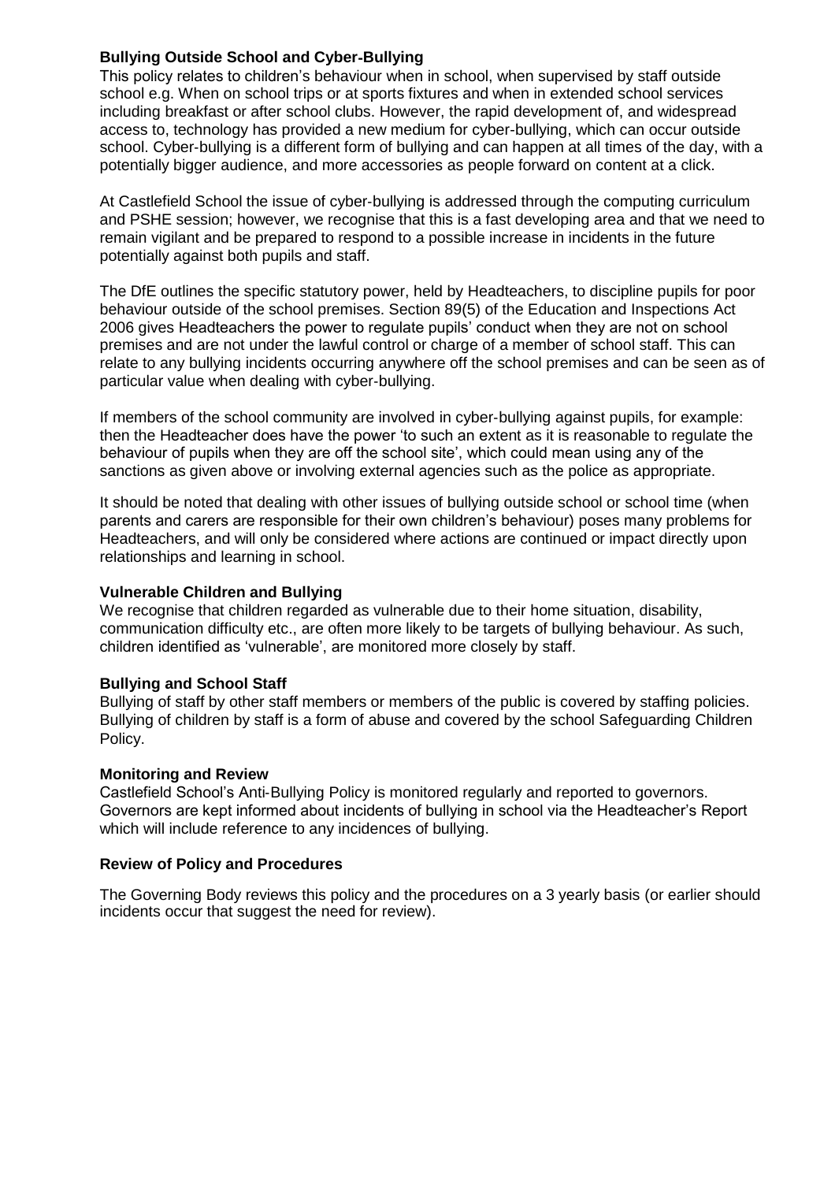**Bullying Outside School and Cyber-Bullying**

This policy relates to children's behaviour when in school, when supervised by staff outside school e.g. When on school trips or at sports fixtures and when in extended school services including breakfast or after school clubs. However, the rapid development of, and widespread access to, technology has provided a new medium for cyber-bullying, which can occur outside school. Cyber-bullying is a different form of bullying and can happen at all times of the day, with a potentially bigger audience, and more accessories as people forward on content at a click.

At Castlefield School the issue of cyber-bullying is addressed through the computing curriculum and PSHE session; however, we recognise that this is a fast developing area and that we need to remain vigilant and be prepared to respond to a possible increase in incidents in the future potentially against both pupils and staff.

The DfE outlines the specific statutory power, held by Headteachers, to discipline pupils for poor behaviour outside of the school premises. Section 89(5) of the Education and Inspections Act 2006 gives Headteachers the power to regulate pupils' conduct when they are not on school premises and are not under the lawful control or charge of a member of school staff. This can relate to any bullying incidents occurring anywhere off the school premises and can be seen as of particular value when dealing with cyber-bullying.

If members of the school community are involved in cyber-bullying against pupils, for example: then the Headteacher does have the power 'to such an extent as it is reasonable to regulate the behaviour of pupils when they are off the school site', which could mean using any of the sanctions as given above or involving external agencies such as the police as appropriate.

It should be noted that dealing with other issues of bullying outside school or school time (when parents and carers are responsible for their own children's behaviour) poses many problems for Headteachers, and will only be considered where actions are continued or impact directly upon relationships and learning in school.

**Vulnerable Children and Bullying**

We recognise that children regarded as vulnerable due to their home situation, disability, communication difficulty etc., are often more likely to be targets of bullying behaviour. As such, children identified as 'vulnerable', are monitored more closely by staff.

**Bullying and School Staff**

Bullying of staff by other staff members or members of the public is covered by staffing policies. Bullying of children by staff is a form of abuse and covered by the school Safeguarding Children Policy.

**Monitoring and Review**

Castlefield School's Anti-Bullying Policy is monitored regularly and reported to governors. Governors are kept informed about incidents of bullying in school via the Headteacher's Report which will include reference to any incidences of bullying.

**Review of Policy and Procedures**

The Governing Body reviews this policy and the procedures on a 3 yearly basis (or earlier should incidents occur that suggest the need for review).